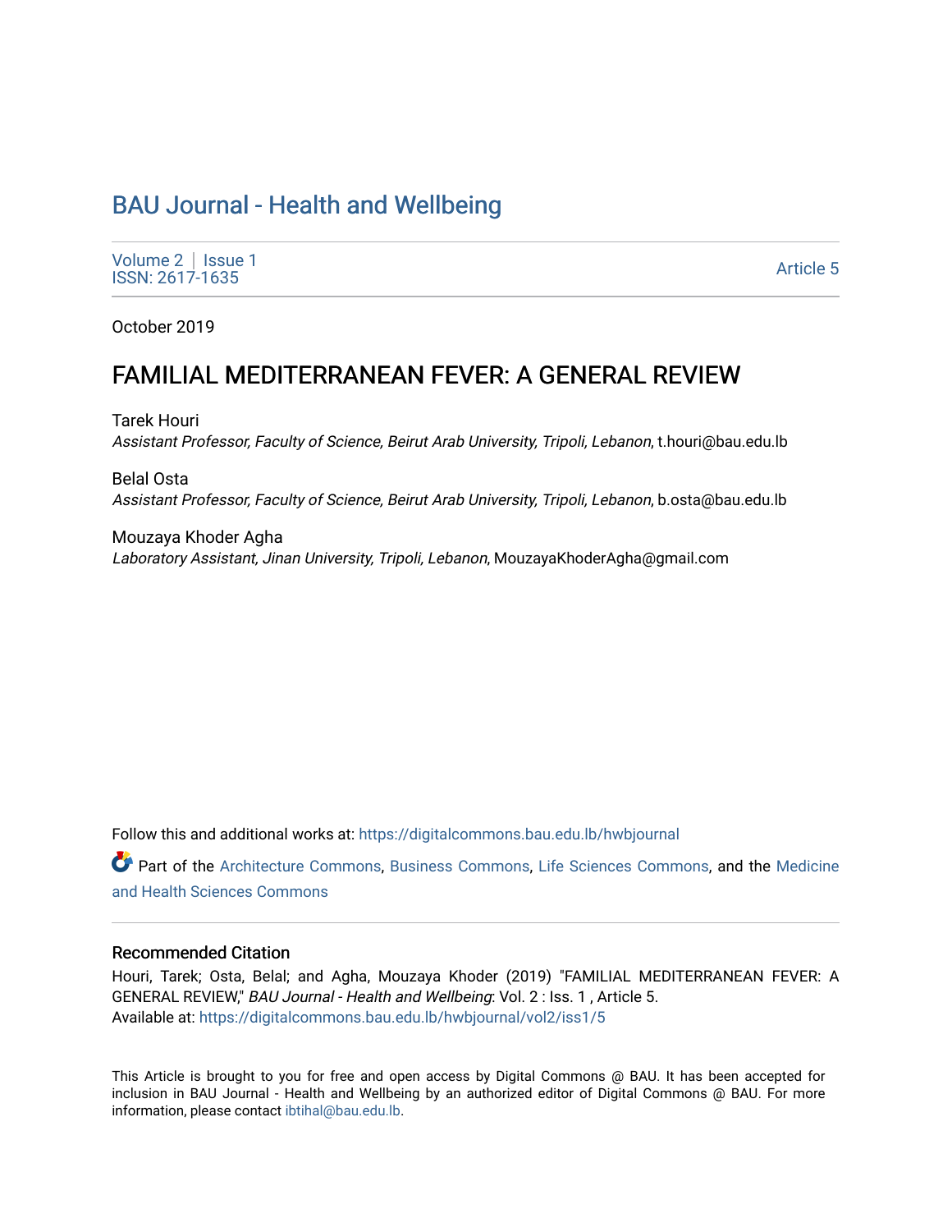BAU Journal - Health and Wellbeing

Volume 2 | Issue 1
ISSN: 2617-1635

Article 5

October 2019

# FAMILIAL MEDITERRANEAN FEVER: A GENERAL REVIEW

Tarek Houri
*Assistant Professor, Faculty of Science, Beirut Arab University, Tripoli, Lebanon*, t.houri@bau.edu.lb

Belal Osta
*Assistant Professor, Faculty of Science, Beirut Arab University, Tripoli, Lebanon*, b.osta@bau.edu.lb

Mouzaya Khoder Agha
*Laboratory Assistant, Jinan University, Tripoli, Lebanon*, MouzayaKhoderAgha@gmail.com

Follow this and additional works at: https://digitalcommons.bau.edu.lb/hwbjournal

Part of the Architecture Commons, Business Commons, Life Sciences Commons, and the Medicine and Health Sciences Commons

## Recommended Citation

Houri, Tarek; Osta, Belal; and Agha, Mouzaya Khoder (2019) "FAMILIAL MEDITERRANEAN FEVER: A GENERAL REVIEW," *BAU Journal - Health and Wellbeing*: Vol. 2 : Iss. 1 , Article 5.
Available at: https://digitalcommons.bau.edu.lb/hwbjournal/vol2/iss1/5

This Article is brought to you for free and open access by Digital Commons @ BAU. It has been accepted for inclusion in BAU Journal - Health and Wellbeing by an authorized editor of Digital Commons @ BAU. For more information, please contact ibtihal@bau.edu.lb.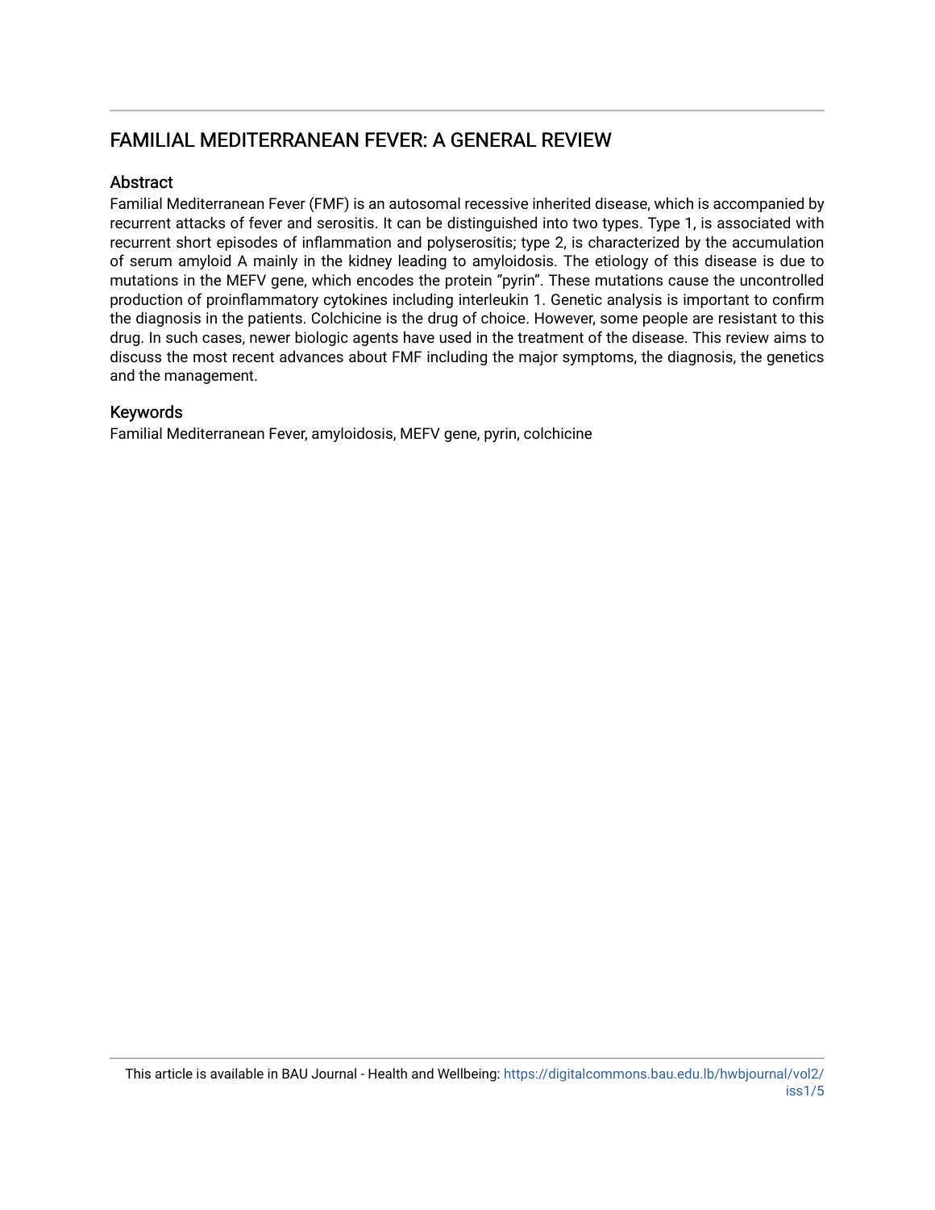## FAMILIAL MEDITERRANEAN FEVER: A GENERAL REVIEW

### Abstract

Familial Mediterranean Fever (FMF) is an autosomal recessive inherited disease, which is accompanied by recurrent attacks of fever and serositis. It can be distinguished into two types. Type 1, is associated with recurrent short episodes of inflammation and polyserositis; type 2, is characterized by the accumulation of serum amyloid A mainly in the kidney leading to amyloidosis. The etiology of this disease is due to mutations in the MEFV gene, which encodes the protein "pyrin". These mutations cause the uncontrolled production of proinflammatory cytokines including interleukin 1. Genetic analysis is important to confirm the diagnosis in the patients. Colchicine is the drug of choice. However, some people are resistant to this drug. In such cases, newer biologic agents have used in the treatment of the disease. This review aims to discuss the most recent advances about FMF including the major symptoms, the diagnosis, the genetics and the management.

### Keywords

Familial Mediterranean Fever, amyloidosis, MEFV gene, pyrin, colchicine

This article is available in BAU Journal - Health and Wellbeing: https://digitalcommons.bau.edu.lb/hwbjournal/vol2/iss1/5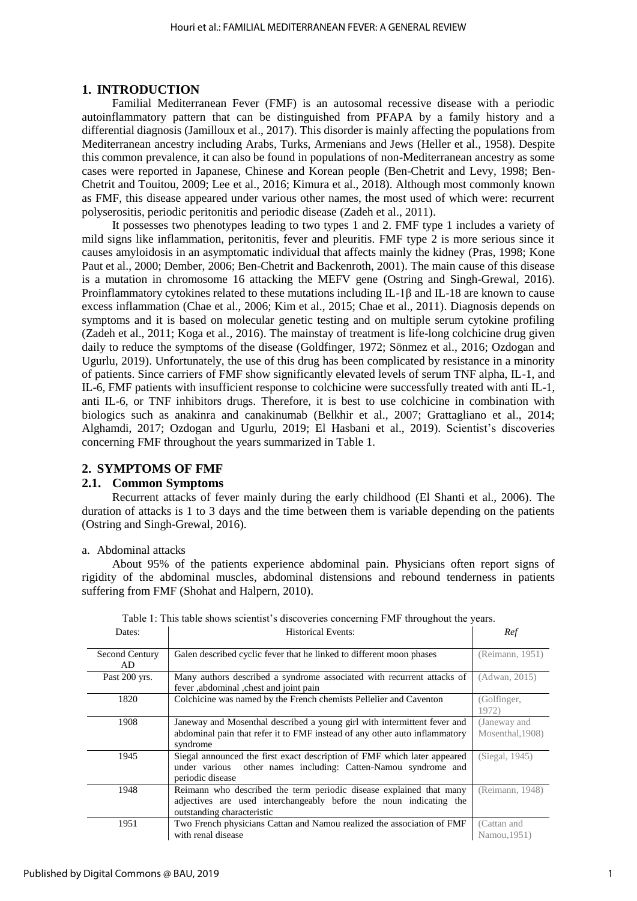## 1. INTRODUCTION

Familial Mediterranean Fever (FMF) is an autosomal recessive disease with a periodic autoinflammatory pattern that can be distinguished from PFAPA by a family history and a differential diagnosis (Jamilloux et al., 2017). This disorder is mainly affecting the populations from Mediterranean ancestry including Arabs, Turks, Armenians and Jews (Heller et al., 1958). Despite this common prevalence, it can also be found in populations of non-Mediterranean ancestry as some cases were reported in Japanese, Chinese and Korean people (Ben-Chetrit and Levy, 1998; Ben-Chetrit and Touitou, 2009; Lee et al., 2016; Kimura et al., 2018). Although most commonly known as FMF, this disease appeared under various other names, the most used of which were: recurrent polyserositis, periodic peritonitis and periodic disease (Zadeh et al., 2011).

It possesses two phenotypes leading to two types 1 and 2. FMF type 1 includes a variety of mild signs like inflammation, peritonitis, fever and pleuritis. FMF type 2 is more serious since it causes amyloidosis in an asymptomatic individual that affects mainly the kidney (Pras, 1998; Kone Paut et al., 2000; Dember, 2006; Ben-Chetrit and Backenroth, 2001). The main cause of this disease is a mutation in chromosome 16 attacking the MEFV gene (Ostring and Singh-Grewal, 2016). Proinflammatory cytokines related to these mutations including IL-1β and IL-18 are known to cause excess inflammation (Chae et al., 2006; Kim et al., 2015; Chae et al., 2011). Diagnosis depends on symptoms and it is based on molecular genetic testing and on multiple serum cytokine profiling (Zadeh et al., 2011; Koga et al., 2016). The mainstay of treatment is life-long colchicine drug given daily to reduce the symptoms of the disease (Goldfinger, 1972; Sönmez et al., 2016; Ozdogan and Ugurlu, 2019). Unfortunately, the use of this drug has been complicated by resistance in a minority of patients. Since carriers of FMF show significantly elevated levels of serum TNF alpha, IL-1, and IL-6, FMF patients with insufficient response to colchicine were successfully treated with anti IL-1, anti IL-6, or TNF inhibitors drugs. Therefore, it is best to use colchicine in combination with biologics such as anakinra and canakinumab (Belkhir et al., 2007; Grattagliano et al., 2014; Alghamdi, 2017; Ozdogan and Ugurlu, 2019; El Hasbani et al., 2019). Scientist's discoveries concerning FMF throughout the years summarized in Table 1.

## 2. SYMPTOMS OF FMF

### 2.1. Common Symptoms

Recurrent attacks of fever mainly during the early childhood (El Shanti et al., 2006). The duration of attacks is 1 to 3 days and the time between them is variable depending on the patients (Ostring and Singh-Grewal, 2016).

a. Abdominal attacks

About 95% of the patients experience abdominal pain. Physicians often report signs of rigidity of the abdominal muscles, abdominal distensions and rebound tenderness in patients suffering from FMF (Shohat and Halpern, 2010).

Table 1: This table shows scientist's discoveries concerning FMF throughout the years.

| Dates: | Historical Events: | *Ref* |
|---|---|---|
| Second Century AD | Galen described cyclic fever that he linked to different moon phases | (Reimann, 1951) |
| Past 200 yrs. | Many authors described a syndrome associated with recurrent attacks of fever ,abdominal ,chest and joint pain | (Adwan, 2015) |
| 1820 | Colchicine was named by the French chemists Pellelier and Caventon | (Golfinger, 1972) |
| 1908 | Janeway and Mosenthal described a young girl with intermittent fever and abdominal pain that refer it to FMF instead of any other auto inflammatory syndrome | (Janeway and Mosenthal,1908) |
| 1945 | Siegal announced the first exact description of FMF which later appeared under various other names including: Catten-Namou syndrome and periodic disease | (Siegal, 1945) |
| 1948 | Reimann who described the term periodic disease explained that many adjectives are used interchangeably before the noun indicating the outstanding characteristic | (Reimann, 1948) |
| 1951 | Two French physicians Cattan and Namou realized the association of FMF with renal disease | (Cattan and Namou,1951) |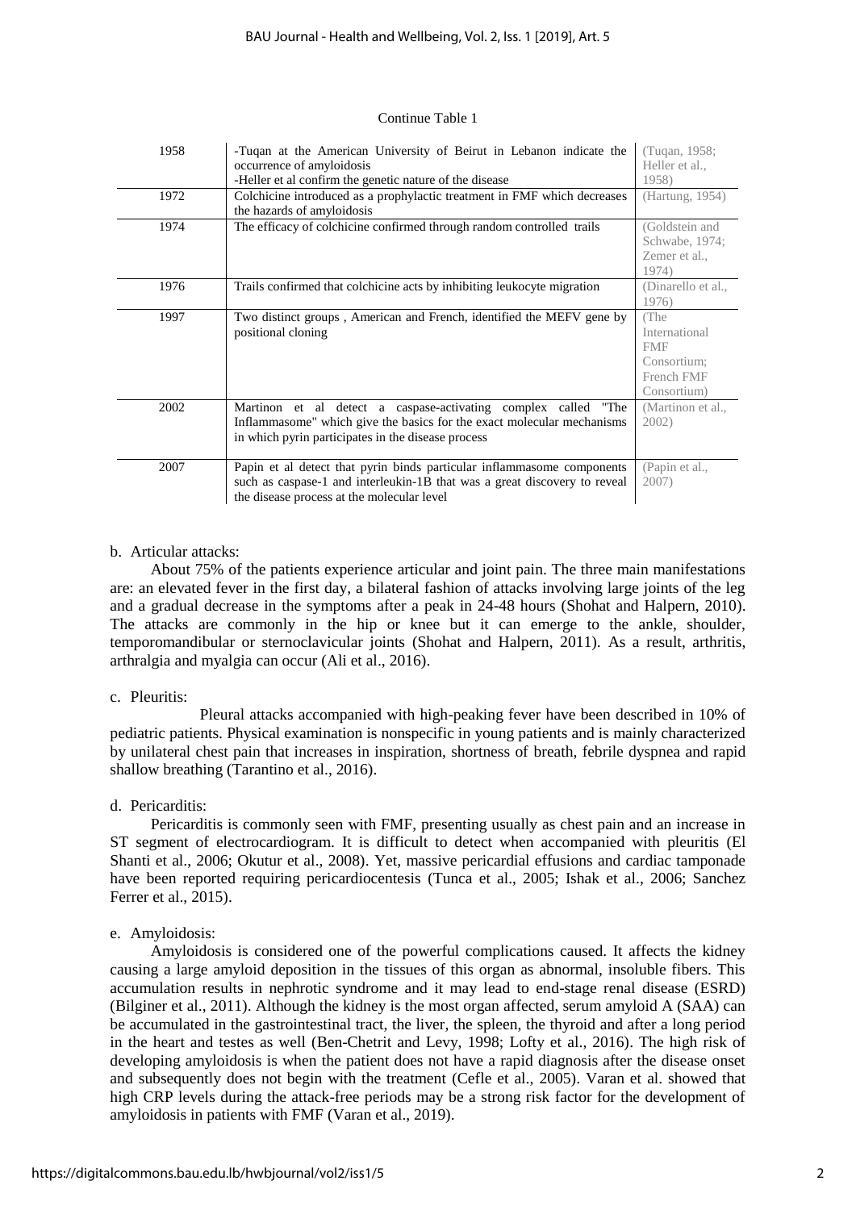Continue Table 1

| | | |
|---|---|---|
| 1958 | -Tuqan at the American University of Beirut in Lebanon indicate the occurrence of amyloidosis<br>-Heller et al confirm the genetic nature of the disease | (Tuqan, 1958; Heller et al., 1958) |
| 1972 | Colchicine introduced as a prophylactic treatment in FMF which decreases the hazards of amyloidosis | (Hartung, 1954) |
| 1974 | The efficacy of colchicine confirmed through random controlled trails | (Goldstein and Schwabe, 1974; Zemer et al., 1974) |
| 1976 | Trails confirmed that colchicine acts by inhibiting leukocyte migration | (Dinarello et al., 1976) |
| 1997 | Two distinct groups , American and French, identified the MEFV gene by positional cloning | (The International FMF Consortium; French FMF Consortium) |
| 2002 | Martinon et al detect a caspase-activating complex called "The Inflammasome" which give the basics for the exact molecular mechanisms in which pyrin participates in the disease process | (Martinon et al., 2002) |
| 2007 | Papin et al detect that pyrin binds particular inflammasome components such as caspase-1 and interleukin-1B that was a great discovery to reveal the disease process at the molecular level | (Papin et al., 2007) |

b. Articular attacks:

About 75% of the patients experience articular and joint pain. The three main manifestations are: an elevated fever in the first day, a bilateral fashion of attacks involving large joints of the leg and a gradual decrease in the symptoms after a peak in 24-48 hours (Shohat and Halpern, 2010). The attacks are commonly in the hip or knee but it can emerge to the ankle, shoulder, temporomandibular or sternoclavicular joints (Shohat and Halpern, 2011). As a result, arthritis, arthralgia and myalgia can occur (Ali et al., 2016).

c. Pleuritis:

Pleural attacks accompanied with high-peaking fever have been described in 10% of pediatric patients. Physical examination is nonspecific in young patients and is mainly characterized by unilateral chest pain that increases in inspiration, shortness of breath, febrile dyspnea and rapid shallow breathing (Tarantino et al., 2016).

d. Pericarditis:

Pericarditis is commonly seen with FMF, presenting usually as chest pain and an increase in ST segment of electrocardiogram. It is difficult to detect when accompanied with pleuritis (El Shanti et al., 2006; Okutur et al., 2008). Yet, massive pericardial effusions and cardiac tamponade have been reported requiring pericardiocentesis (Tunca et al., 2005; Ishak et al., 2006; Sanchez Ferrer et al., 2015).

e. Amyloidosis:

Amyloidosis is considered one of the powerful complications caused. It affects the kidney causing a large amyloid deposition in the tissues of this organ as abnormal, insoluble fibers. This accumulation results in nephrotic syndrome and it may lead to end-stage renal disease (ESRD) (Bilginer et al., 2011). Although the kidney is the most organ affected, serum amyloid A (SAA) can be accumulated in the gastrointestinal tract, the liver, the spleen, the thyroid and after a long period in the heart and testes as well (Ben-Chetrit and Levy, 1998; Lofty et al., 2016). The high risk of developing amyloidosis is when the patient does not have a rapid diagnosis after the disease onset and subsequently does not begin with the treatment (Cefle et al., 2005). Varan et al. showed that high CRP levels during the attack-free periods may be a strong risk factor for the development of amyloidosis in patients with FMF (Varan et al., 2019).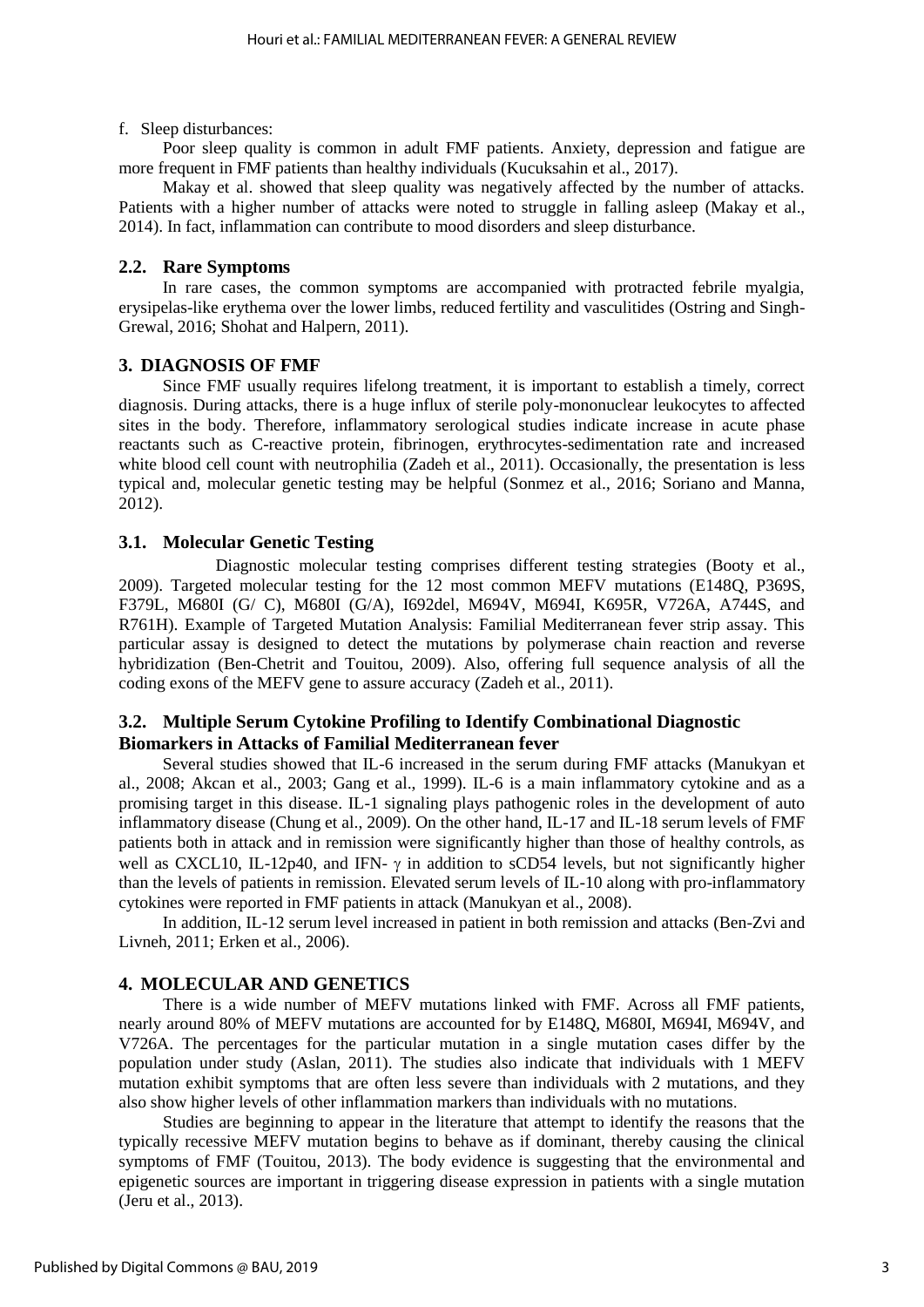f. Sleep disturbances:

Poor sleep quality is common in adult FMF patients. Anxiety, depression and fatigue are more frequent in FMF patients than healthy individuals (Kucuksahin et al., 2017).

Makay et al. showed that sleep quality was negatively affected by the number of attacks. Patients with a higher number of attacks were noted to struggle in falling asleep (Makay et al., 2014). In fact, inflammation can contribute to mood disorders and sleep disturbance.

## 2.2. Rare Symptoms

In rare cases, the common symptoms are accompanied with protracted febrile myalgia, erysipelas-like erythema over the lower limbs, reduced fertility and vasculitides (Ostring and Singh-Grewal, 2016; Shohat and Halpern, 2011).

# 3. DIAGNOSIS OF FMF

Since FMF usually requires lifelong treatment, it is important to establish a timely, correct diagnosis. During attacks, there is a huge influx of sterile poly-mononuclear leukocytes to affected sites in the body. Therefore, inflammatory serological studies indicate increase in acute phase reactants such as C-reactive protein, fibrinogen, erythrocytes-sedimentation rate and increased white blood cell count with neutrophilia (Zadeh et al., 2011). Occasionally, the presentation is less typical and, molecular genetic testing may be helpful (Sonmez et al., 2016; Soriano and Manna, 2012).

## 3.1. Molecular Genetic Testing

Diagnostic molecular testing comprises different testing strategies (Booty et al., 2009). Targeted molecular testing for the 12 most common MEFV mutations (E148Q, P369S, F379L, M680I (G/ C), M680I (G/A), I692del, M694V, M694I, K695R, V726A, A744S, and R761H). Example of Targeted Mutation Analysis: Familial Mediterranean fever strip assay. This particular assay is designed to detect the mutations by polymerase chain reaction and reverse hybridization (Ben-Chetrit and Touitou, 2009). Also, offering full sequence analysis of all the coding exons of the MEFV gene to assure accuracy (Zadeh et al., 2011).

## 3.2. Multiple Serum Cytokine Profiling to Identify Combinational Diagnostic Biomarkers in Attacks of Familial Mediterranean fever

Several studies showed that IL-6 increased in the serum during FMF attacks (Manukyan et al., 2008; Akcan et al., 2003; Gang et al., 1999). IL-6 is a main inflammatory cytokine and as a promising target in this disease. IL-1 signaling plays pathogenic roles in the development of auto inflammatory disease (Chung et al., 2009). On the other hand, IL-17 and IL-18 serum levels of FMF patients both in attack and in remission were significantly higher than those of healthy controls, as well as CXCL10, IL-12p40, and IFN- $\gamma$ in addition to sCD54 levels, but not significantly higher than the levels of patients in remission. Elevated serum levels of IL-10 along with pro-inflammatory cytokines were reported in FMF patients in attack (Manukyan et al., 2008).

In addition, IL-12 serum level increased in patient in both remission and attacks (Ben-Zvi and Livneh, 2011; Erken et al., 2006).

# 4. MOLECULAR AND GENETICS

There is a wide number of MEFV mutations linked with FMF. Across all FMF patients, nearly around 80% of MEFV mutations are accounted for by E148Q, M680I, M694I, M694V, and V726A. The percentages for the particular mutation in a single mutation cases differ by the population under study (Aslan, 2011). The studies also indicate that individuals with 1 MEFV mutation exhibit symptoms that are often less severe than individuals with 2 mutations, and they also show higher levels of other inflammation markers than individuals with no mutations.

Studies are beginning to appear in the literature that attempt to identify the reasons that the typically recessive MEFV mutation begins to behave as if dominant, thereby causing the clinical symptoms of FMF (Touitou, 2013). The body evidence is suggesting that the environmental and epigenetic sources are important in triggering disease expression in patients with a single mutation (Jeru et al., 2013).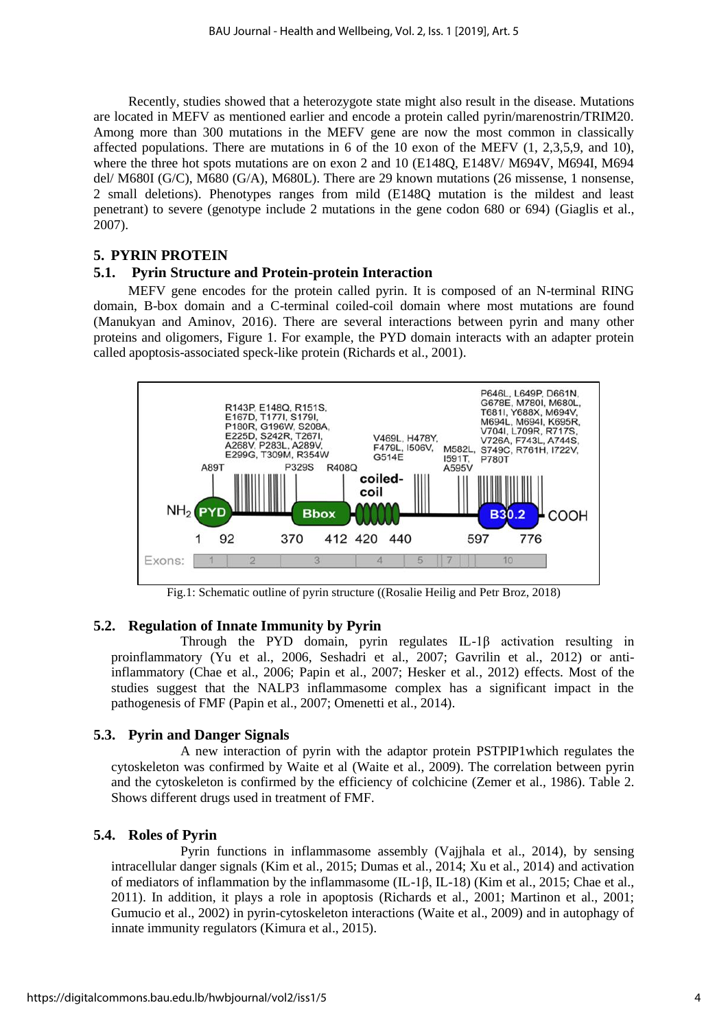Recently, studies showed that a heterozygote state might also result in the disease. Mutations are located in MEFV as mentioned earlier and encode a protein called pyrin/marenostrin/TRIM20. Among more than 300 mutations in the MEFV gene are now the most common in classically affected populations. There are mutations in 6 of the 10 exon of the MEFV (1, 2,3,5,9, and 10), where the three hot spots mutations are on exon 2 and 10 (E148Q, E148V/ M694V, M694I, M694 del/ M680I (G/C), M680 (G/A), M680L). There are 29 known mutations (26 missense, 1 nonsense, 2 small deletions). Phenotypes ranges from mild (E148Q mutation is the mildest and least penetrant) to severe (genotype include 2 mutations in the gene codon 680 or 694) (Giaglis et al., 2007).

## 5. PYRIN PROTEIN

### 5.1. Pyrin Structure and Protein-protein Interaction

MEFV gene encodes for the protein called pyrin. It is composed of an N-terminal RING domain, B-box domain and a C-terminal coiled-coil domain where most mutations are found (Manukyan and Aminov, 2016). There are several interactions between pyrin and many other proteins and oligomers, Figure 1. For example, the PYD domain interacts with an adapter protein called apoptosis-associated speck-like protein (Richards et al., 2001).

Fig.1: Schematic outline of pyrin structure ((Rosalie Heilig and Petr Broz, 2018)

### 5.2. Regulation of Innate Immunity by Pyrin

Through the PYD domain, pyrin regulates IL-1β activation resulting in proinflammatory (Yu et al., 2006, Seshadri et al., 2007; Gavrilin et al., 2012) or anti-inflammatory (Chae et al., 2006; Papin et al., 2007; Hesker et al., 2012) effects. Most of the studies suggest that the NALP3 inflammasome complex has a significant impact in the pathogenesis of FMF (Papin et al., 2007; Omenetti et al., 2014).

### 5.3. Pyrin and Danger Signals

A new interaction of pyrin with the adaptor protein PSTPIP1which regulates the cytoskeleton was confirmed by Waite et al (Waite et al., 2009). The correlation between pyrin and the cytoskeleton is confirmed by the efficiency of colchicine (Zemer et al., 1986). Table 2. Shows different drugs used in treatment of FMF.

### 5.4. Roles of Pyrin

Pyrin functions in inflammasome assembly (Vajjhala et al., 2014), by sensing intracellular danger signals (Kim et al., 2015; Dumas et al., 2014; Xu et al., 2014) and activation of mediators of inflammation by the inflammasome (IL-1β, IL-18) (Kim et al., 2015; Chae et al., 2011). In addition, it plays a role in apoptosis (Richards et al., 2001; Martinon et al., 2001; Gumucio et al., 2002) in pyrin-cytoskeleton interactions (Waite et al., 2009) and in autophagy of innate immunity regulators (Kimura et al., 2015).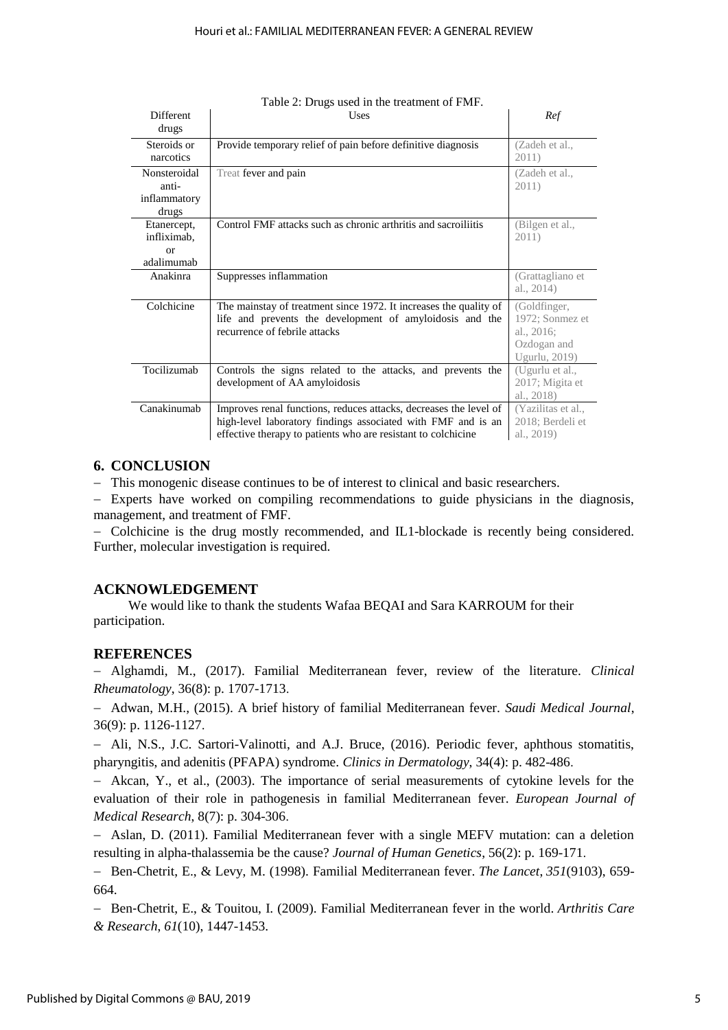Table 2: Drugs used in the treatment of FMF.

| Different drugs | Uses | Ref |
|---|---|---|
| Steroids or narcotics | Provide temporary relief of pain before definitive diagnosis | (Zadeh et al., 2011) |
| Nonsteroidal anti-inflammatory drugs | Treat fever and pain | (Zadeh et al., 2011) |
| Etanercept, infliximab, or adalimumab | Control FMF attacks such as chronic arthritis and sacroiliitis | (Bilgen et al., 2011) |
| Anakinra | Suppresses inflammation | (Grattagliano et al., 2014) |
| Colchicine | The mainstay of treatment since 1972. It increases the quality of life and prevents the development of amyloidosis and the recurrence of febrile attacks | (Goldfinger, 1972; Sonmez et al., 2016; Ozdogan and Ugurlu, 2019) |
| Tocilizumab | Controls the signs related to the attacks, and prevents the development of AA amyloidosis | (Ugurlu et al., 2017; Migita et al., 2018) |
| Canakinumab | Improves renal functions, reduces attacks, decreases the level of high-level laboratory findings associated with FMF and is an effective therapy to patients who are resistant to colchicine | (Yazilitas et al., 2018; Berdeli et al., 2019) |

## 6. CONCLUSION

– This monogenic disease continues to be of interest to clinical and basic researchers.

– Experts have worked on compiling recommendations to guide physicians in the diagnosis, management, and treatment of FMF.

– Colchicine is the drug mostly recommended, and IL1-blockade is recently being considered. Further, molecular investigation is required.

## ACKNOWLEDGEMENT

We would like to thank the students Wafaa BEQAI and Sara KARROUM for their participation.

## REFERENCES

– Alghamdi, M., (2017). Familial Mediterranean fever, review of the literature. *Clinical Rheumatology*, 36(8): p. 1707-1713.

– Adwan, M.H., (2015). A brief history of familial Mediterranean fever. *Saudi Medical Journal*, 36(9): p. 1126-1127.

– Ali, N.S., J.C. Sartori-Valinotti, and A.J. Bruce, (2016). Periodic fever, aphthous stomatitis, pharyngitis, and adenitis (PFAPA) syndrome. *Clinics in Dermatology*, 34(4): p. 482-486.

– Akcan, Y., et al., (2003). The importance of serial measurements of cytokine levels for the evaluation of their role in pathogenesis in familial Mediterranean fever. *European Journal of Medical Research*, 8(7): p. 304-306.

– Aslan, D. (2011). Familial Mediterranean fever with a single MEFV mutation: can a deletion resulting in alpha-thalassemia be the cause? *Journal of Human Genetics*, 56(2): p. 169-171.

– Ben-Chetrit, E., & Levy, M. (1998). Familial Mediterranean fever. *The Lancet*, *351*(9103), 659-664.

– Ben-Chetrit, E., & Touitou, I. (2009). Familial Mediterranean fever in the world. *Arthritis Care & Research*, *61*(10), 1447-1453.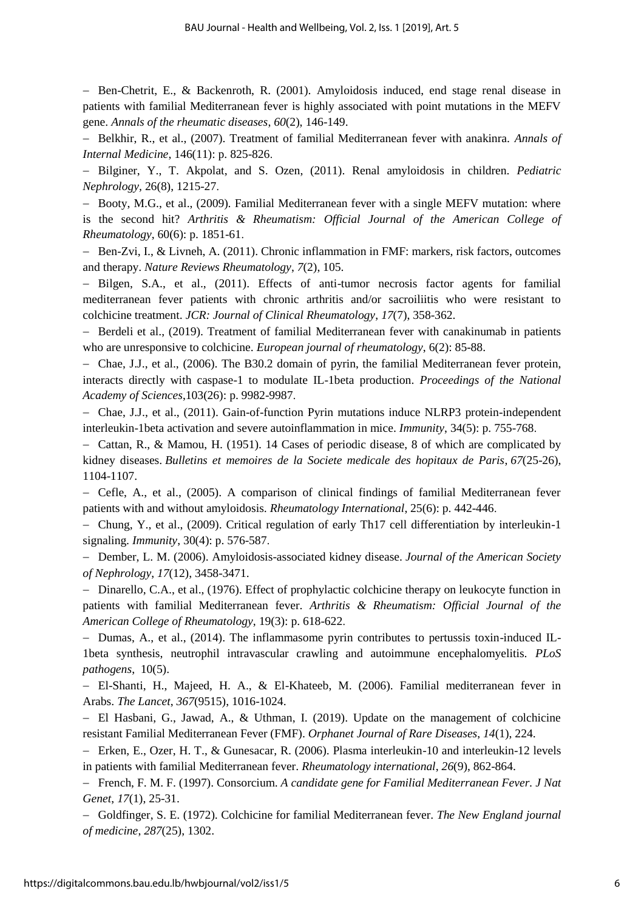- Ben-Chetrit, E., & Backenroth, R. (2001). Amyloidosis induced, end stage renal disease in patients with familial Mediterranean fever is highly associated with point mutations in the MEFV gene. *Annals of the rheumatic diseases*, *60*(2), 146-149.
- Belkhir, R., et al., (2007). Treatment of familial Mediterranean fever with anakinra. *Annals of Internal Medicine*, 146(11): p. 825-826.
- Bilginer, Y., T. Akpolat, and S. Ozen, (2011). Renal amyloidosis in children. *Pediatric Nephrology*, 26(8), 1215-27.
- Booty, M.G., et al., (2009). Familial Mediterranean fever with a single MEFV mutation: where is the second hit? *Arthritis & Rheumatism: Official Journal of the American College of Rheumatology*, 60(6): p. 1851-61.
- Ben-Zvi, I., & Livneh, A. (2011). Chronic inflammation in FMF: markers, risk factors, outcomes and therapy. *Nature Reviews Rheumatology*, *7*(2), 105.
- Bilgen, S.A., et al., (2011). Effects of anti-tumor necrosis factor agents for familial mediterranean fever patients with chronic arthritis and/or sacroiliitis who were resistant to colchicine treatment. *JCR: Journal of Clinical Rheumatology*, *17*(7), 358-362.
- Berdeli et al., (2019). Treatment of familial Mediterranean fever with canakinumab in patients who are unresponsive to colchicine. *European journal of rheumatology*, 6(2): 85-88.
- Chae, J.J., et al., (2006). The B30.2 domain of pyrin, the familial Mediterranean fever protein, interacts directly with caspase-1 to modulate IL-1beta production. *Proceedings of the National Academy of Sciences*,103(26): p. 9982-9987.
- Chae, J.J., et al., (2011). Gain-of-function Pyrin mutations induce NLRP3 protein-independent interleukin-1beta activation and severe autoinflammation in mice. *Immunity*, 34(5): p. 755-768.
- Cattan, R., & Mamou, H. (1951). 14 Cases of periodic disease, 8 of which are complicated by kidney diseases. *Bulletins et memoires de la Societe medicale des hopitaux de Paris*, *67*(25-26), 1104-1107.
- Cefle, A., et al., (2005). A comparison of clinical findings of familial Mediterranean fever patients with and without amyloidosis. *Rheumatology International*, 25(6): p. 442-446.
- Chung, Y., et al., (2009). Critical regulation of early Th17 cell differentiation by interleukin-1 signaling. *Immunity*, 30(4): p. 576-587.
- Dember, L. M. (2006). Amyloidosis-associated kidney disease. *Journal of the American Society of Nephrology*, *17*(12), 3458-3471.
- Dinarello, C.A., et al., (1976). Effect of prophylactic colchicine therapy on leukocyte function in patients with familial Mediterranean fever. *Arthritis & Rheumatism: Official Journal of the American College of Rheumatology*, 19(3): p. 618-622.
- Dumas, A., et al., (2014). The inflammasome pyrin contributes to pertussis toxin-induced IL-1beta synthesis, neutrophil intravascular crawling and autoimmune encephalomyelitis. *PLoS pathogens*, 10(5).
- El-Shanti, H., Majeed, H. A., & El-Khateeb, M. (2006). Familial mediterranean fever in Arabs. *The Lancet*, *367*(9515), 1016-1024.
- El Hasbani, G., Jawad, A., & Uthman, I. (2019). Update on the management of colchicine resistant Familial Mediterranean Fever (FMF). *Orphanet Journal of Rare Diseases*, *14*(1), 224.
- Erken, E., Ozer, H. T., & Gunesacar, R. (2006). Plasma interleukin-10 and interleukin-12 levels in patients with familial Mediterranean fever. *Rheumatology international*, *26*(9), 862-864.
- French, F. M. F. (1997). Consorcium. *A candidate gene for Familial Mediterranean Fever. J Nat Genet*, *17*(1), 25-31.
- Goldfinger, S. E. (1972). Colchicine for familial Mediterranean fever. *The New England journal of medicine*, *287*(25), 1302.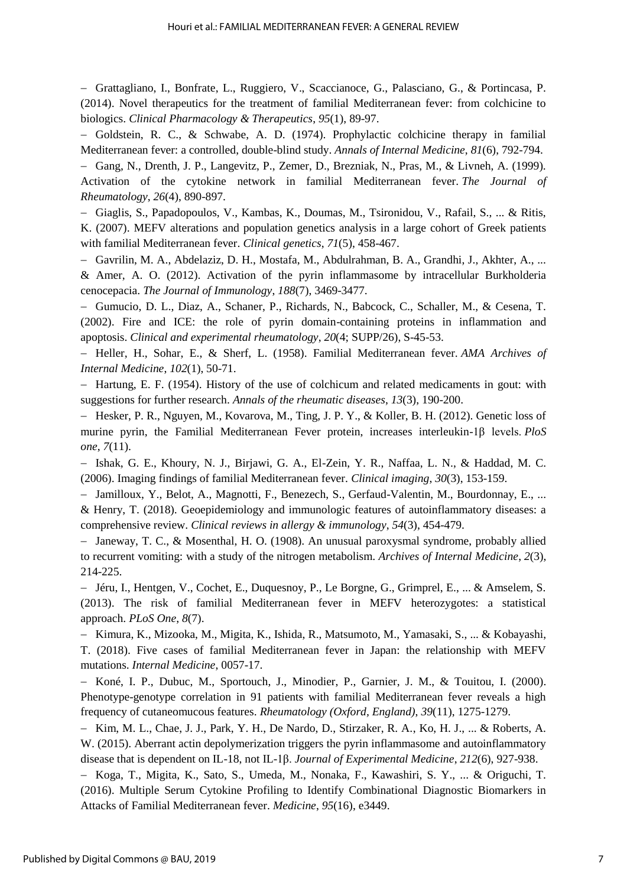- Grattagliano, I., Bonfrate, L., Ruggiero, V., Scaccianoce, G., Palasciano, G., & Portincasa, P. (2014). Novel therapeutics for the treatment of familial Mediterranean fever: from colchicine to biologics. *Clinical Pharmacology & Therapeutics*, *95*(1), 89-97.
- Goldstein, R. C., & Schwabe, A. D. (1974). Prophylactic colchicine therapy in familial Mediterranean fever: a controlled, double-blind study. *Annals of Internal Medicine*, *81*(6), 792-794.
- Gang, N., Drenth, J. P., Langevitz, P., Zemer, D., Brezniak, N., Pras, M., & Livneh, A. (1999). Activation of the cytokine network in familial Mediterranean fever. *The Journal of Rheumatology*, *26*(4), 890-897.
- Giaglis, S., Papadopoulos, V., Kambas, K., Doumas, M., Tsironidou, V., Rafail, S., ... & Ritis, K. (2007). MEFV alterations and population genetics analysis in a large cohort of Greek patients with familial Mediterranean fever. *Clinical genetics*, *71*(5), 458-467.
- Gavrilin, M. A., Abdelaziz, D. H., Mostafa, M., Abdulrahman, B. A., Grandhi, J., Akhter, A., ... & Amer, A. O. (2012). Activation of the pyrin inflammasome by intracellular Burkholderia cenocepacia. *The Journal of Immunology*, *188*(7), 3469-3477.
- Gumucio, D. L., Diaz, A., Schaner, P., Richards, N., Babcock, C., Schaller, M., & Cesena, T. (2002). Fire and ICE: the role of pyrin domain-containing proteins in inflammation and apoptosis. *Clinical and experimental rheumatology*, *20*(4; SUPP/26), S-45-53.
- Heller, H., Sohar, E., & Sherf, L. (1958). Familial Mediterranean fever. *AMA Archives of Internal Medicine*, *102*(1), 50-71.
- Hartung, E. F. (1954). History of the use of colchicum and related medicaments in gout: with suggestions for further research. *Annals of the rheumatic diseases*, *13*(3), 190-200.
- Hesker, P. R., Nguyen, M., Kovarova, M., Ting, J. P. Y., & Koller, B. H. (2012). Genetic loss of murine pyrin, the Familial Mediterranean Fever protein, increases interleukin-1β levels. *PloS one*, *7*(11).
- Ishak, G. E., Khoury, N. J., Birjawi, G. A., El-Zein, Y. R., Naffaa, L. N., & Haddad, M. C. (2006). Imaging findings of familial Mediterranean fever. *Clinical imaging*, *30*(3), 153-159.
- Jamilloux, Y., Belot, A., Magnotti, F., Benezech, S., Gerfaud-Valentin, M., Bourdonnay, E., ... & Henry, T. (2018). Geoepidemiology and immunologic features of autoinflammatory diseases: a comprehensive review. *Clinical reviews in allergy & immunology*, *54*(3), 454-479.
- Janeway, T. C., & Mosenthal, H. O. (1908). An unusual paroxysmal syndrome, probably allied to recurrent vomiting: with a study of the nitrogen metabolism. *Archives of Internal Medicine*, *2*(3), 214-225.
- Jéru, I., Hentgen, V., Cochet, E., Duquesnoy, P., Le Borgne, G., Grimprel, E., ... & Amselem, S. (2013). The risk of familial Mediterranean fever in MEFV heterozygotes: a statistical approach. *PLoS One*, *8*(7).
- Kimura, K., Mizooka, M., Migita, K., Ishida, R., Matsumoto, M., Yamasaki, S., ... & Kobayashi, T. (2018). Five cases of familial Mediterranean fever in Japan: the relationship with MEFV mutations. *Internal Medicine*, 0057-17.
- Koné, I. P., Dubuc, M., Sportouch, J., Minodier, P., Garnier, J. M., & Touitou, I. (2000). Phenotype-genotype correlation in 91 patients with familial Mediterranean fever reveals a high frequency of cutaneomucous features. *Rheumatology (Oxford, England)*, *39*(11), 1275-1279.
- Kim, M. L., Chae, J. J., Park, Y. H., De Nardo, D., Stirzaker, R. A., Ko, H. J., ... & Roberts, A. W. (2015). Aberrant actin depolymerization triggers the pyrin inflammasome and autoinflammatory disease that is dependent on IL-18, not IL-1β. *Journal of Experimental Medicine*, *212*(6), 927-938.
- Koga, T., Migita, K., Sato, S., Umeda, M., Nonaka, F., Kawashiri, S. Y., ... & Origuchi, T. (2016). Multiple Serum Cytokine Profiling to Identify Combinational Diagnostic Biomarkers in Attacks of Familial Mediterranean fever. *Medicine*, *95*(16), e3449.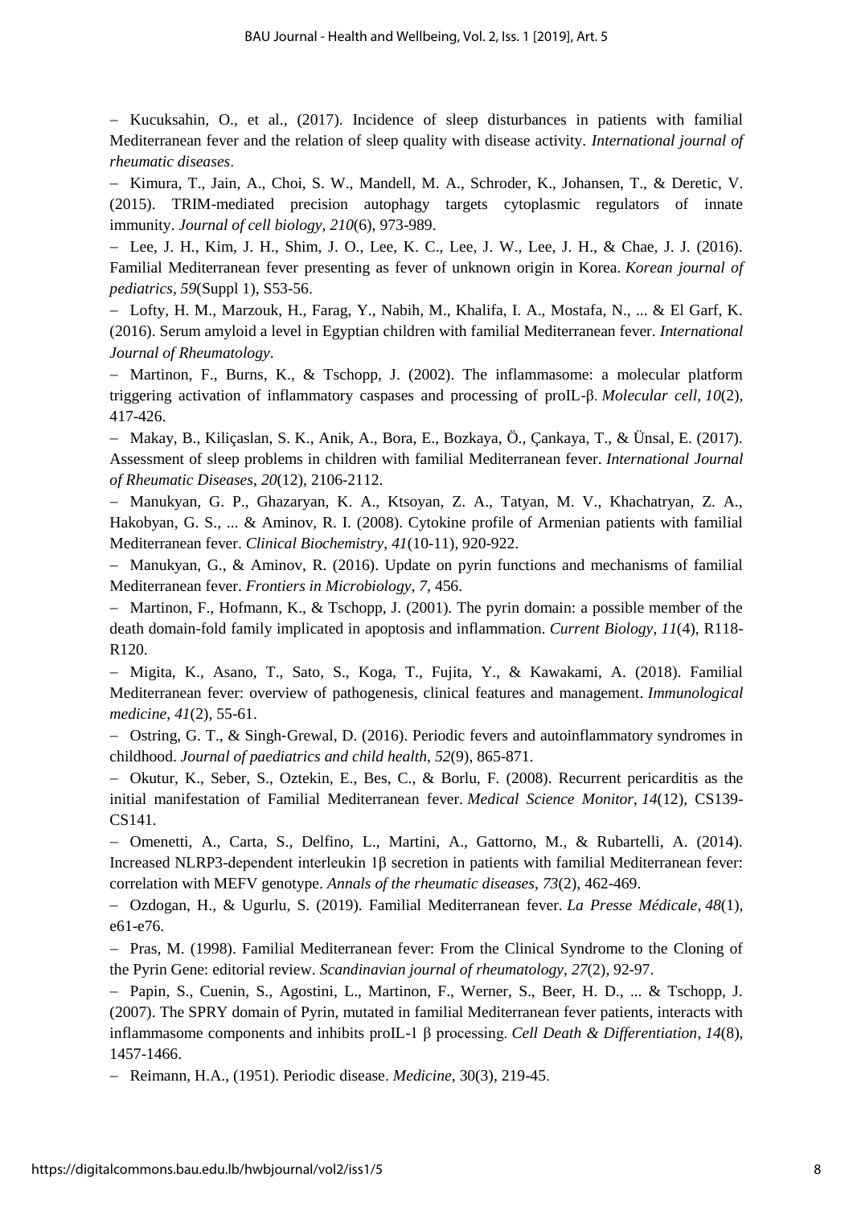– Kucuksahin, O., et al., (2017). Incidence of sleep disturbances in patients with familial Mediterranean fever and the relation of sleep quality with disease activity. *International journal of rheumatic diseases*.

– Kimura, T., Jain, A., Choi, S. W., Mandell, M. A., Schroder, K., Johansen, T., & Deretic, V. (2015). TRIM-mediated precision autophagy targets cytoplasmic regulators of innate immunity. *Journal of cell biology*, *210*(6), 973-989.

– Lee, J. H., Kim, J. H., Shim, J. O., Lee, K. C., Lee, J. W., Lee, J. H., & Chae, J. J. (2016). Familial Mediterranean fever presenting as fever of unknown origin in Korea. *Korean journal of pediatrics*, *59*(Suppl 1), S53-56.

– Lofty, H. M., Marzouk, H., Farag, Y., Nabih, M., Khalifa, I. A., Mostafa, N., ... & El Garf, K. (2016). Serum amyloid a level in Egyptian children with familial Mediterranean fever. *International Journal of Rheumatology*.

– Martinon, F., Burns, K., & Tschopp, J. (2002). The inflammasome: a molecular platform triggering activation of inflammatory caspases and processing of proIL-β. *Molecular cell*, *10*(2), 417-426.

– Makay, B., Kiliçaslan, S. K., Anik, A., Bora, E., Bozkaya, Ö., Çankaya, T., & Ünsal, E. (2017). Assessment of sleep problems in children with familial Mediterranean fever. *International Journal of Rheumatic Diseases*, *20*(12), 2106-2112.

– Manukyan, G. P., Ghazaryan, K. A., Ktsoyan, Z. A., Tatyan, M. V., Khachatryan, Z. A., Hakobyan, G. S., ... & Aminov, R. I. (2008). Cytokine profile of Armenian patients with familial Mediterranean fever. *Clinical Biochemistry*, *41*(10-11), 920-922.

– Manukyan, G., & Aminov, R. (2016). Update on pyrin functions and mechanisms of familial Mediterranean fever. *Frontiers in Microbiology*, *7*, 456.

– Martinon, F., Hofmann, K., & Tschopp, J. (2001). The pyrin domain: a possible member of the death domain-fold family implicated in apoptosis and inflammation. *Current Biology*, *11*(4), R118-R120.

– Migita, K., Asano, T., Sato, S., Koga, T., Fujita, Y., & Kawakami, A. (2018). Familial Mediterranean fever: overview of pathogenesis, clinical features and management. *Immunological medicine*, *41*(2), 55-61.

– Ostring, G. T., & Singh‐Grewal, D. (2016). Periodic fevers and autoinflammatory syndromes in childhood. *Journal of paediatrics and child health*, *52*(9), 865-871.

– Okutur, K., Seber, S., Oztekin, E., Bes, C., & Borlu, F. (2008). Recurrent pericarditis as the initial manifestation of Familial Mediterranean fever. *Medical Science Monitor*, *14*(12), CS139-CS141.

– Omenetti, A., Carta, S., Delfino, L., Martini, A., Gattorno, M., & Rubartelli, A. (2014). Increased NLRP3-dependent interleukin 1β secretion in patients with familial Mediterranean fever: correlation with MEFV genotype. *Annals of the rheumatic diseases*, *73*(2), 462-469.

– Ozdogan, H., & Ugurlu, S. (2019). Familial Mediterranean fever. *La Presse Médicale*, *48*(1), e61-e76.

– Pras, M. (1998). Familial Mediterranean fever: From the Clinical Syndrome to the Cloning of the Pyrin Gene: editorial review. *Scandinavian journal of rheumatology*, *27*(2), 92-97.

– Papin, S., Cuenin, S., Agostini, L., Martinon, F., Werner, S., Beer, H. D., ... & Tschopp, J. (2007). The SPRY domain of Pyrin, mutated in familial Mediterranean fever patients, interacts with inflammasome components and inhibits proIL-1 β processing. *Cell Death & Differentiation*, *14*(8), 1457-1466.

– Reimann, H.A., (1951). Periodic disease. *Medicine*, 30(3), 219-45.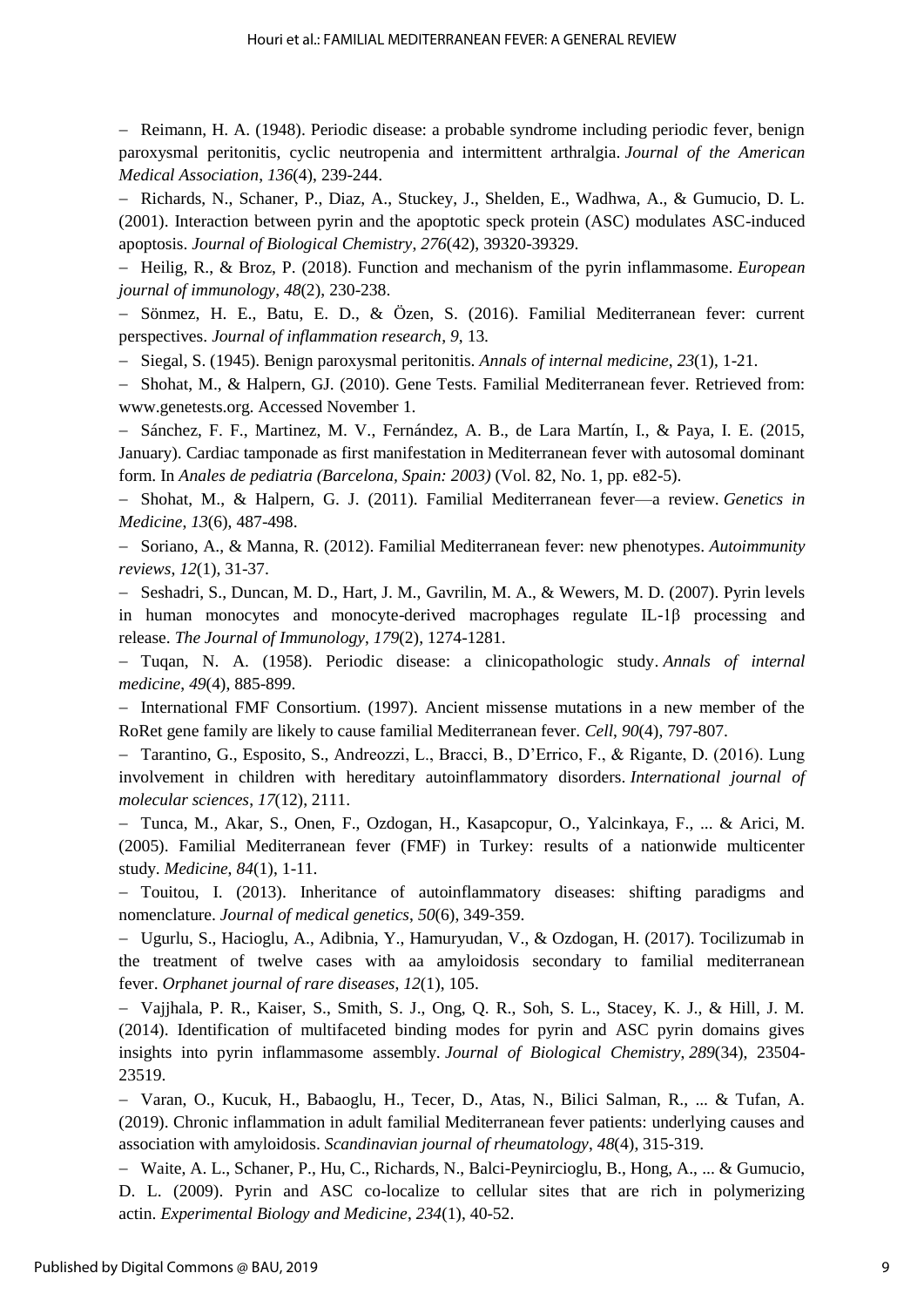- Reimann, H. A. (1948). Periodic disease: a probable syndrome including periodic fever, benign paroxysmal peritonitis, cyclic neutropenia and intermittent arthralgia. *Journal of the American Medical Association*, *136*(4), 239-244.
- Richards, N., Schaner, P., Diaz, A., Stuckey, J., Shelden, E., Wadhwa, A., & Gumucio, D. L. (2001). Interaction between pyrin and the apoptotic speck protein (ASC) modulates ASC-induced apoptosis. *Journal of Biological Chemistry*, *276*(42), 39320-39329.
- Heilig, R., & Broz, P. (2018). Function and mechanism of the pyrin inflammasome. *European journal of immunology*, *48*(2), 230-238.
- Sönmez, H. E., Batu, E. D., & Özen, S. (2016). Familial Mediterranean fever: current perspectives. *Journal of inflammation research*, *9*, 13.
- Siegal, S. (1945). Benign paroxysmal peritonitis. *Annals of internal medicine*, *23*(1), 1-21.
- Shohat, M., & Halpern, GJ. (2010). Gene Tests. Familial Mediterranean fever. Retrieved from: www.genetests.org. Accessed November 1.
- Sánchez, F. F., Martinez, M. V., Fernández, A. B., de Lara Martín, I., & Paya, I. E. (2015, January). Cardiac tamponade as first manifestation in Mediterranean fever with autosomal dominant form. In *Anales de pediatria (Barcelona, Spain: 2003)* (Vol. 82, No. 1, pp. e82-5).
- Shohat, M., & Halpern, G. J. (2011). Familial Mediterranean fever—a review. *Genetics in Medicine*, *13*(6), 487-498.
- Soriano, A., & Manna, R. (2012). Familial Mediterranean fever: new phenotypes. *Autoimmunity reviews*, *12*(1), 31-37.
- Seshadri, S., Duncan, M. D., Hart, J. M., Gavrilin, M. A., & Wewers, M. D. (2007). Pyrin levels in human monocytes and monocyte-derived macrophages regulate IL-1β processing and release. *The Journal of Immunology*, *179*(2), 1274-1281.
- Tuqan, N. A. (1958). Periodic disease: a clinicopathologic study. *Annals of internal medicine*, *49*(4), 885-899.
- International FMF Consortium. (1997). Ancient missense mutations in a new member of the RoRet gene family are likely to cause familial Mediterranean fever. *Cell*, *90*(4), 797-807.
- Tarantino, G., Esposito, S., Andreozzi, L., Bracci, B., D'Errico, F., & Rigante, D. (2016). Lung involvement in children with hereditary autoinflammatory disorders. *International journal of molecular sciences*, *17*(12), 2111.
- Tunca, M., Akar, S., Onen, F., Ozdogan, H., Kasapcopur, O., Yalcinkaya, F., ... & Arici, M. (2005). Familial Mediterranean fever (FMF) in Turkey: results of a nationwide multicenter study. *Medicine*, *84*(1), 1-11.
- Touitou, I. (2013). Inheritance of autoinflammatory diseases: shifting paradigms and nomenclature. *Journal of medical genetics*, *50*(6), 349-359.
- Ugurlu, S., Hacioglu, A., Adibnia, Y., Hamuryudan, V., & Ozdogan, H. (2017). Tocilizumab in the treatment of twelve cases with aa amyloidosis secondary to familial mediterranean fever. *Orphanet journal of rare diseases*, *12*(1), 105.
- Vajjhala, P. R., Kaiser, S., Smith, S. J., Ong, Q. R., Soh, S. L., Stacey, K. J., & Hill, J. M. (2014). Identification of multifaceted binding modes for pyrin and ASC pyrin domains gives insights into pyrin inflammasome assembly. *Journal of Biological Chemistry*, *289*(34), 23504-23519.
- Varan, O., Kucuk, H., Babaoglu, H., Tecer, D., Atas, N., Bilici Salman, R., ... & Tufan, A. (2019). Chronic inflammation in adult familial Mediterranean fever patients: underlying causes and association with amyloidosis. *Scandinavian journal of rheumatology*, *48*(4), 315-319.
- Waite, A. L., Schaner, P., Hu, C., Richards, N., Balci-Peynircioglu, B., Hong, A., ... & Gumucio, D. L. (2009). Pyrin and ASC co-localize to cellular sites that are rich in polymerizing actin. *Experimental Biology and Medicine*, *234*(1), 40-52.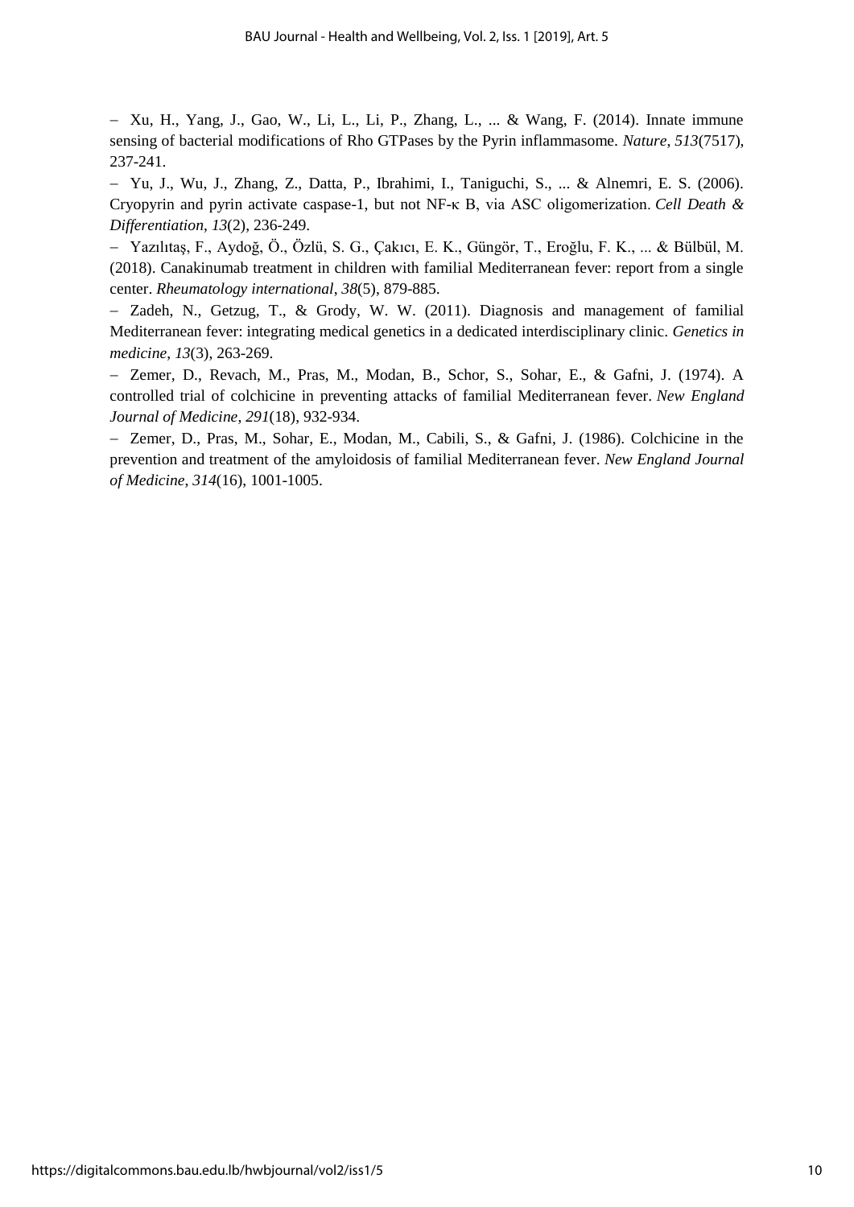– Xu, H., Yang, J., Gao, W., Li, L., Li, P., Zhang, L., ... & Wang, F. (2014). Innate immune sensing of bacterial modifications of Rho GTPases by the Pyrin inflammasome. *Nature*, *513*(7517), 237-241.

– Yu, J., Wu, J., Zhang, Z., Datta, P., Ibrahimi, I., Taniguchi, S., ... & Alnemri, E. S. (2006). Cryopyrin and pyrin activate caspase-1, but not NF-κ B, via ASC oligomerization. *Cell Death & Differentiation*, *13*(2), 236-249.

– Yazılıtaş, F., Aydoğ, Ö., Özlü, S. G., Çakıcı, E. K., Güngör, T., Eroğlu, F. K., ... & Bülbül, M. (2018). Canakinumab treatment in children with familial Mediterranean fever: report from a single center. *Rheumatology international*, *38*(5), 879-885.

– Zadeh, N., Getzug, T., & Grody, W. W. (2011). Diagnosis and management of familial Mediterranean fever: integrating medical genetics in a dedicated interdisciplinary clinic. *Genetics in medicine*, *13*(3), 263-269.

– Zemer, D., Revach, M., Pras, M., Modan, B., Schor, S., Sohar, E., & Gafni, J. (1974). A controlled trial of colchicine in preventing attacks of familial Mediterranean fever. *New England Journal of Medicine*, *291*(18), 932-934.

– Zemer, D., Pras, M., Sohar, E., Modan, M., Cabili, S., & Gafni, J. (1986). Colchicine in the prevention and treatment of the amyloidosis of familial Mediterranean fever. *New England Journal of Medicine*, *314*(16), 1001-1005.